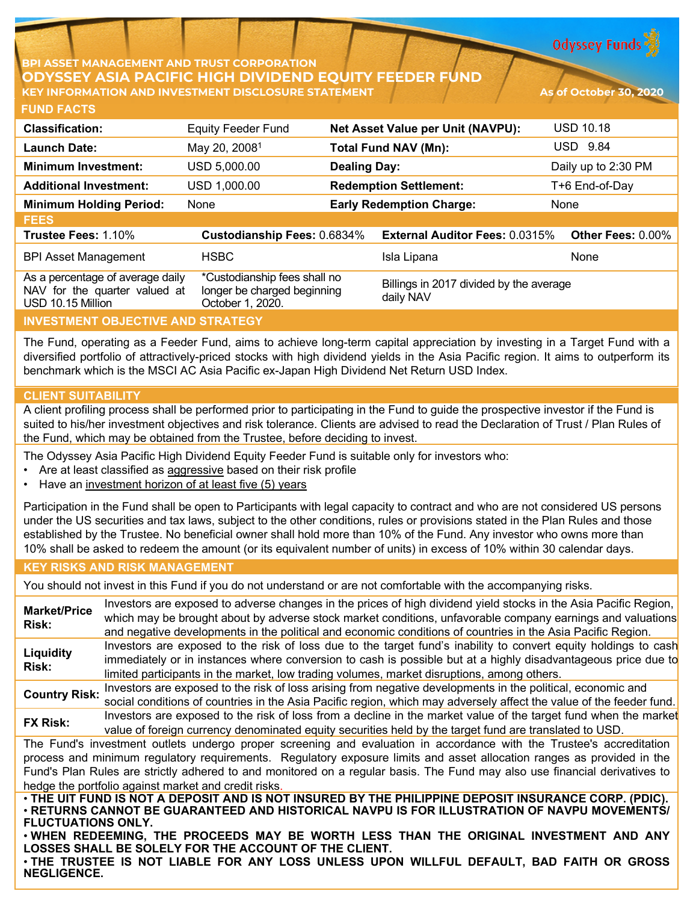BPI ASSET MANAGEMENT AND TRUST CORPORATION

# ODYSSEY ASIA PACIFIC HIGH DIVIDEND EQUITY FEEDER FUND

**KEY INFORMATION AND INVESTMENT DISCLOSURE STATEMENT**

As of October 30, 2020

Odyssey Funds

## FUND FACTS

| | | | |
|---|---|---|---|
| **Classification:** | Equity Feeder Fund | **Net Asset Value per Unit (NAVPU):** | USD 10.18 |
| **Launch Date:** | May 20, 2008[1] | **Total Fund NAV (Mn):** | USD 9.84 |
| **Minimum Investment:** | USD 5,000.00 | **Dealing Day:** | Daily up to 2:30 PM |
| **Additional Investment:** | USD 1,000.00 | **Redemption Settlement:** | T+6 End-of-Day |
| **Minimum Holding Period:** | None | **Early Redemption Charge:** | None |

## FEES

| **Trustee Fees:** 1.10% | **Custodianship Fees:** 0.6834% | **External Auditor Fees:** 0.0315% | **Other Fees:** 0.00% |
|---|---|---|---|
| BPI Asset Management | HSBC | Isla Lipana | None |
| As a percentage of average daily NAV for the quarter valued at USD 10.15 Million | *Custodianship fees shall no longer be charged beginning October 1, 2020. | Billings in 2017 divided by the average daily NAV | |

## INVESTMENT OBJECTIVE AND STRATEGY

The Fund, operating as a Feeder Fund, aims to achieve long-term capital appreciation by investing in a Target Fund with a diversified portfolio of attractively-priced stocks with high dividend yields in the Asia Pacific region. It aims to outperform its benchmark which is the MSCI AC Asia Pacific ex-Japan High Dividend Net Return USD Index.

## CLIENT SUITABILITY

A client profiling process shall be performed prior to participating in the Fund to guide the prospective investor if the Fund is suited to his/her investment objectives and risk tolerance. Clients are advised to read the Declaration of Trust / Plan Rules of the Fund, which may be obtained from the Trustee, before deciding to invest.

The Odyssey Asia Pacific High Dividend Equity Feeder Fund is suitable only for investors who:

- Are at least classified as aggressive based on their risk profile
- Have an investment horizon of at least five (5) years

Participation in the Fund shall be open to Participants with legal capacity to contract and who are not considered US persons under the US securities and tax laws, subject to the other conditions, rules or provisions stated in the Plan Rules and those established by the Trustee. No beneficial owner shall hold more than 10% of the Fund. Any investor who owns more than 10% shall be asked to redeem the amount (or its equivalent number of units) in excess of 10% within 30 calendar days.

## KEY RISKS AND RISK MANAGEMENT

You should not invest in this Fund if you do not understand or are not comfortable with the accompanying risks.

| | |
|---|---|
| **Market/Price Risk:** | Investors are exposed to adverse changes in the prices of high dividend yield stocks in the Asia Pacific Region, which may be brought about by adverse stock market conditions, unfavorable company earnings and valuations and negative developments in the political and economic conditions of countries in the Asia Pacific Region. |
| **Liquidity Risk:** | Investors are exposed to the risk of loss due to the target fund's inability to convert equity holdings to cash immediately or in instances where conversion to cash is possible but at a highly disadvantageous price due to limited participants in the market, low trading volumes, market disruptions, among others. |
| **Country Risk:** | Investors are exposed to the risk of loss arising from negative developments in the political, economic and social conditions of countries in the Asia Pacific region, which may adversely affect the value of the feeder fund. |
| **FX Risk:** | Investors are exposed to the risk of loss from a decline in the market value of the target fund when the market value of foreign currency denominated equity securities held by the target fund are translated to USD. |

The Fund's investment outlets undergo proper screening and evaluation in accordance with the Trustee's accreditation process and minimum regulatory requirements. Regulatory exposure limits and asset allocation ranges as provided in the Fund's Plan Rules are strictly adhered to and monitored on a regular basis. The Fund may also use financial derivatives to hedge the portfolio against market and credit risks.

**• THE UIT FUND IS NOT A DEPOSIT AND IS NOT INSURED BY THE PHILIPPINE DEPOSIT INSURANCE CORP. (PDIC).**
**• RETURNS CANNOT BE GUARANTEED AND HISTORICAL NAVPU IS FOR ILLUSTRATION OF NAVPU MOVEMENTS/ FLUCTUATIONS ONLY.**
**• WHEN REDEEMING, THE PROCEEDS MAY BE WORTH LESS THAN THE ORIGINAL INVESTMENT AND ANY LOSSES SHALL BE SOLELY FOR THE ACCOUNT OF THE CLIENT.**
**• THE TRUSTEE IS NOT LIABLE FOR ANY LOSS UNLESS UPON WILLFUL DEFAULT, BAD FAITH OR GROSS NEGLIGENCE.**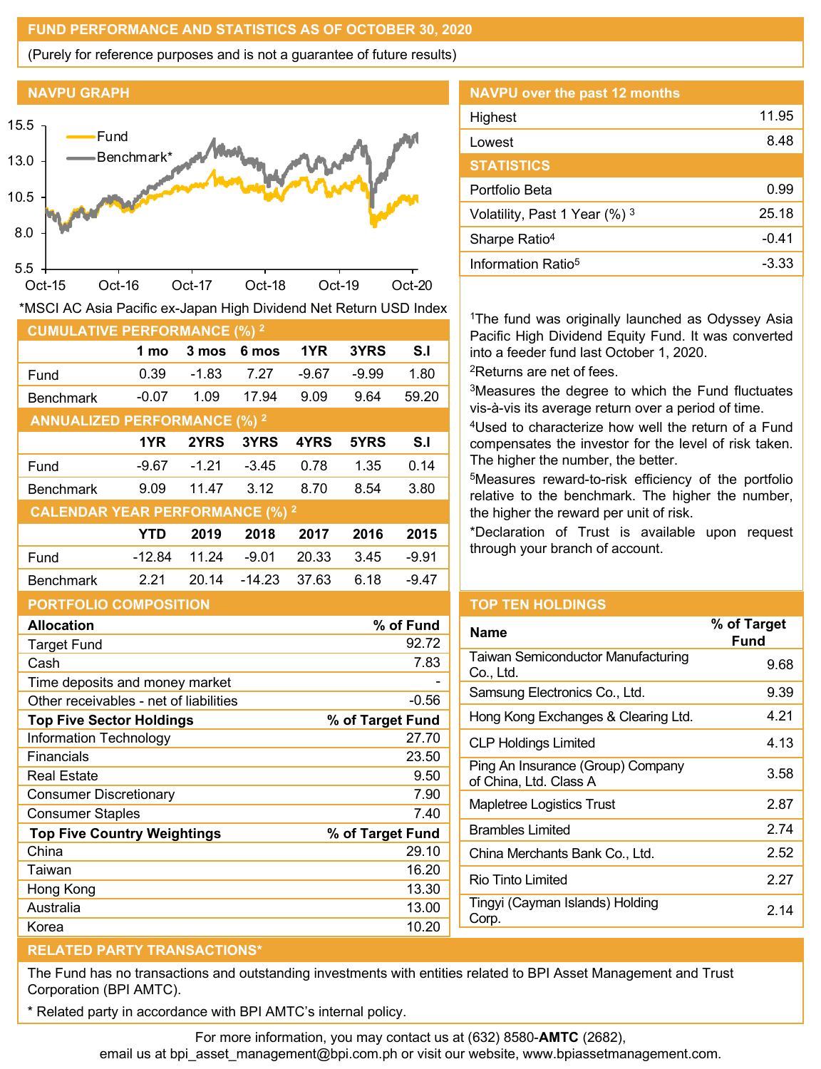## FUND PERFORMANCE AND STATISTICS AS OF OCTOBER 30, 2020

(Purely for reference purposes and is not a guarantee of future results)

### NAVPU GRAPH

*MSCI AC Asia Pacific ex-Japan High Dividend Net Return USD Index

### NAVPU over the past 12 months

| | |
|---|---|
| Highest | 11.95 |
| Lowest | 8.48 |

### STATISTICS

| | |
|---|---|
| Portfolio Beta | 0.99 |
| Volatility, Past 1 Year (%) [3] | 25.18 |
| Sharpe Ratio[4] | -0.41 |
| Information Ratio[5] | -3.33 |

[1]The fund was originally launched as Odyssey Asia Pacific High Dividend Equity Fund. It was converted into a feeder fund last October 1, 2020.

[2]Returns are net of fees.

[3]Measures the degree to which the Fund fluctuates vis-à-vis its average return over a period of time.

[4]Used to characterize how well the return of a Fund compensates the investor for the level of risk taken. The higher the number, the better.

[5]Measures reward-to-risk efficiency of the portfolio relative to the benchmark. The higher the number, the higher the reward per unit of risk.

*Declaration of Trust is available upon request through your branch of account.

### CUMULATIVE PERFORMANCE (%) [2]

| | 1 mo | 3 mos | 6 mos | 1YR | 3YRS | S.I |
|---|---|---|---|---|---|---|
| Fund | 0.39 | -1.83 | 7.27 | -9.67 | -9.99 | 1.80 |
| Benchmark | -0.07 | 1.09 | 17.94 | 9.09 | 9.64 | 59.20 |

### ANNUALIZED PERFORMANCE (%) [2]

| | 1YR | 2YRS | 3YRS | 4YRS | 5YRS | S.I |
|---|---|---|---|---|---|---|
| Fund | -9.67 | -1.21 | -3.45 | 0.78 | 1.35 | 0.14 |
| Benchmark | 9.09 | 11.47 | 3.12 | 8.70 | 8.54 | 3.80 |

### CALENDAR YEAR PERFORMANCE (%) [2]

| | YTD | 2019 | 2018 | 2017 | 2016 | 2015 |
|---|---|---|---|---|---|---|
| Fund | -12.84 | 11.24 | -9.01 | 20.33 | 3.45 | -9.91 |
| Benchmark | 2.21 | 20.14 | -14.23 | 37.63 | 6.18 | -9.47 |

### PORTFOLIO COMPOSITION

| Allocation | % of Fund |
|---|---|
| Target Fund | 92.72 |
| Cash | 7.83 |
| Time deposits and money market | - |
| Other receivables - net of liabilities | -0.56 |
| **Top Five Sector Holdings** | **% of Target Fund** |
| Information Technology | 27.70 |
| Financials | 23.50 |
| Real Estate | 9.50 |
| Consumer Discretionary | 7.90 |
| Consumer Staples | 7.40 |
| **Top Five Country Weightings** | **% of Target Fund** |
| China | 29.10 |
| Taiwan | 16.20 |
| Hong Kong | 13.30 |
| Australia | 13.00 |
| Korea | 10.20 |

### TOP TEN HOLDINGS

| Name | % of Target Fund |
|---|---|
| Taiwan Semiconductor Manufacturing Co., Ltd. | 9.68 |
| Samsung Electronics Co., Ltd. | 9.39 |
| Hong Kong Exchanges & Clearing Ltd. | 4.21 |
| CLP Holdings Limited | 4.13 |
| Ping An Insurance (Group) Company of China, Ltd. Class A | 3.58 |
| Mapletree Logistics Trust | 2.87 |
| Brambles Limited | 2.74 |
| China Merchants Bank Co., Ltd. | 2.52 |
| Rio Tinto Limited | 2.27 |
| Tingyi (Cayman Islands) Holding Corp. | 2.14 |

### RELATED PARTY TRANSACTIONS*

The Fund has no transactions and outstanding investments with entities related to BPI Asset Management and Trust Corporation (BPI AMTC).

* Related party in accordance with BPI AMTC's internal policy.

For more information, you may contact us at (632) 8580-**AMTC** (2682), email us at bpi_asset_management@bpi.com.ph or visit our website, www.bpiassetmanagement.com.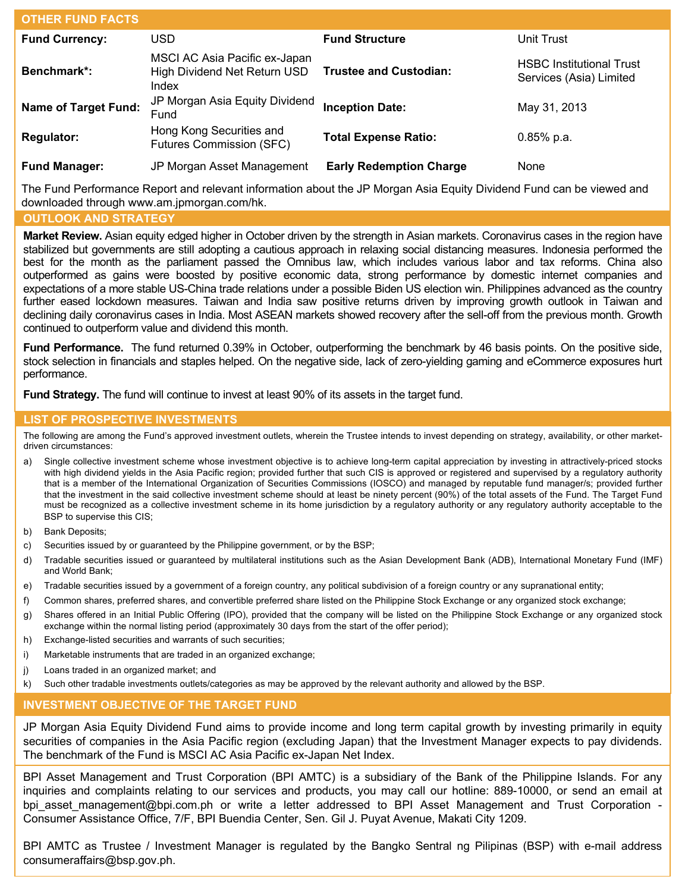## OTHER FUND FACTS

| | | | |
|---|---|---|---|
| **Fund Currency:** | USD | **Fund Structure** | Unit Trust |
| **Benchmark*:** | MSCI AC Asia Pacific ex-Japan High Dividend Net Return USD Index | **Trustee and Custodian:** | HSBC Institutional Trust Services (Asia) Limited |
| **Name of Target Fund:** | JP Morgan Asia Equity Dividend Fund | **Inception Date:** | May 31, 2013 |
| **Regulator:** | Hong Kong Securities and Futures Commission (SFC) | **Total Expense Ratio:** | 0.85% p.a. |
| **Fund Manager:** | JP Morgan Asset Management | **Early Redemption Charge** | None |

The Fund Performance Report and relevant information about the JP Morgan Asia Equity Dividend Fund can be viewed and downloaded through www.am.jpmorgan.com/hk.

## OUTLOOK AND STRATEGY

**Market Review.** Asian equity edged higher in October driven by the strength in Asian markets. Coronavirus cases in the region have stabilized but governments are still adopting a cautious approach in relaxing social distancing measures. Indonesia performed the best for the month as the parliament passed the Omnibus law, which includes various labor and tax reforms. China also outperformed as gains were boosted by positive economic data, strong performance by domestic internet companies and expectations of a more stable US-China trade relations under a possible Biden US election win. Philippines advanced as the country further eased lockdown measures. Taiwan and India saw positive returns driven by improving growth outlook in Taiwan and declining daily coronavirus cases in India. Most ASEAN markets showed recovery after the sell-off from the previous month. Growth continued to outperform value and dividend this month.

**Fund Performance.** The fund returned 0.39% in October, outperforming the benchmark by 46 basis points. On the positive side, stock selection in financials and staples helped. On the negative side, lack of zero-yielding gaming and eCommerce exposures hurt performance.

**Fund Strategy.** The fund will continue to invest at least 90% of its assets in the target fund.

## LIST OF PROSPECTIVE INVESTMENTS

The following are among the Fund's approved investment outlets, wherein the Trustee intends to invest depending on strategy, availability, or other market-driven circumstances:

a) Single collective investment scheme whose investment objective is to achieve long-term capital appreciation by investing in attractively-priced stocks with high dividend yields in the Asia Pacific region; provided further that such CIS is approved or registered and supervised by a regulatory authority that is a member of the International Organization of Securities Commissions (IOSCO) and managed by reputable fund manager/s; provided further that the investment in the said collective investment scheme should at least be ninety percent (90%) of the total assets of the Fund. The Target Fund must be recognized as a collective investment scheme in its home jurisdiction by a regulatory authority or any regulatory authority acceptable to the BSP to supervise this CIS;

b) Bank Deposits;

c) Securities issued by or guaranteed by the Philippine government, or by the BSP;

d) Tradable securities issued or guaranteed by multilateral institutions such as the Asian Development Bank (ADB), International Monetary Fund (IMF) and World Bank;

e) Tradable securities issued by a government of a foreign country, any political subdivision of a foreign country or any supranational entity;

f) Common shares, preferred shares, and convertible preferred share listed on the Philippine Stock Exchange or any organized stock exchange;

g) Shares offered in an Initial Public Offering (IPO), provided that the company will be listed on the Philippine Stock Exchange or any organized stock exchange within the normal listing period (approximately 30 days from the start of the offer period);

h) Exchange-listed securities and warrants of such securities;

i) Marketable instruments that are traded in an organized exchange;

j) Loans traded in an organized market; and

k) Such other tradable investments outlets/categories as may be approved by the relevant authority and allowed by the BSP.

## INVESTMENT OBJECTIVE OF THE TARGET FUND

JP Morgan Asia Equity Dividend Fund aims to provide income and long term capital growth by investing primarily in equity securities of companies in the Asia Pacific region (excluding Japan) that the Investment Manager expects to pay dividends. The benchmark of the Fund is MSCI AC Asia Pacific ex-Japan Net Index.

BPI Asset Management and Trust Corporation (BPI AMTC) is a subsidiary of the Bank of the Philippine Islands. For any inquiries and complaints relating to our services and products, you may call our hotline: 889-10000, or send an email at bpi_asset_management@bpi.com.ph or write a letter addressed to BPI Asset Management and Trust Corporation - Consumer Assistance Office, 7/F, BPI Buendia Center, Sen. Gil J. Puyat Avenue, Makati City 1209.

BPI AMTC as Trustee / Investment Manager is regulated by the Bangko Sentral ng Pilipinas (BSP) with e-mail address consumeraffairs@bsp.gov.ph.